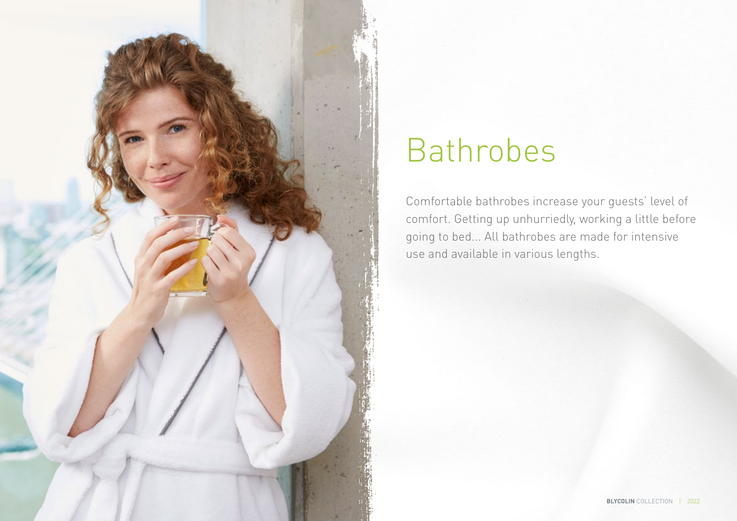# Bathrobes

Comfortable bathrobes increase your guests' level of comfort. Getting up unhurriedly, working a little before going to bed... All bathrobes are made for intensive use and available in various lengths.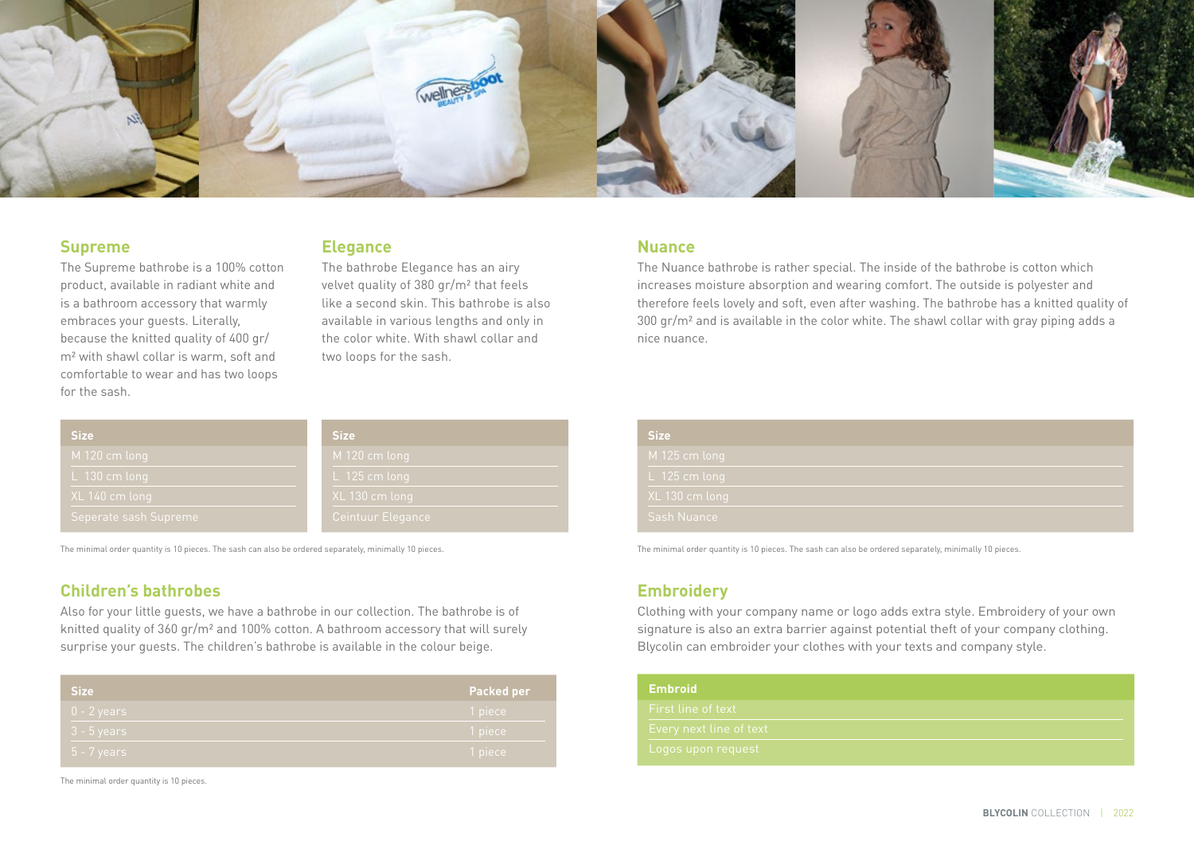## Supreme

The Supreme bathrobe is a 100% cotton product, available in radiant white and is a bathroom accessory that warmly embraces your guests. Literally, because the knitted quality of 400 gr/m² with shawl collar is warm, soft and comfortable to wear and has two loops for the sash.

| Size |
|---|
| M 120 cm long |
| L 130 cm long |
| XL 140 cm long |
| Seperate sash Supreme |

## Elegance

The bathrobe Elegance has an airy velvet quality of 380 gr/m² that feels like a second skin. This bathrobe is also available in various lengths and only in the color white. With shawl collar and two loops for the sash.

| Size |
|---|
| M 120 cm long |
| L 125 cm long |
| XL 130 cm long |
| Ceintuur Elegance |

The minimal order quantity is 10 pieces. The sash can also be ordered separately, minimally 10 pieces.

## Nuance

The Nuance bathrobe is rather special. The inside of the bathrobe is cotton which increases moisture absorption and wearing comfort. The outside is polyester and therefore feels lovely and soft, even after washing. The bathrobe has a knitted quality of 300 gr/m² and is available in the color white. The shawl collar with gray piping adds a nice nuance.

| Size |
|---|
| M 125 cm long |
| L 125 cm long |
| XL 130 cm long |
| Sash Nuance |

The minimal order quantity is 10 pieces. The sash can also be ordered separately, minimally 10 pieces.

## Children's bathrobes

Also for your little guests, we have a bathrobe in our collection. The bathrobe is of knitted quality of 360 gr/m² and 100% cotton. A bathroom accessory that will surely surprise your guests. The children's bathrobe is available in the colour beige.

| Size | Packed per |
|---|---|
| 0 - 2 years | 1 piece |
| 3 - 5 years | 1 piece |
| 5 - 7 years | 1 piece |

The minimal order quantity is 10 pieces.

## Embroidery

Clothing with your company name or logo adds extra style. Embroidery of your own signature is also an extra barrier against potential theft of your company clothing. Blycolin can embroider your clothes with your texts and company style.

| Embroid |
|---|
| First line of text |
| Every next line of text |
| Logos upon request |